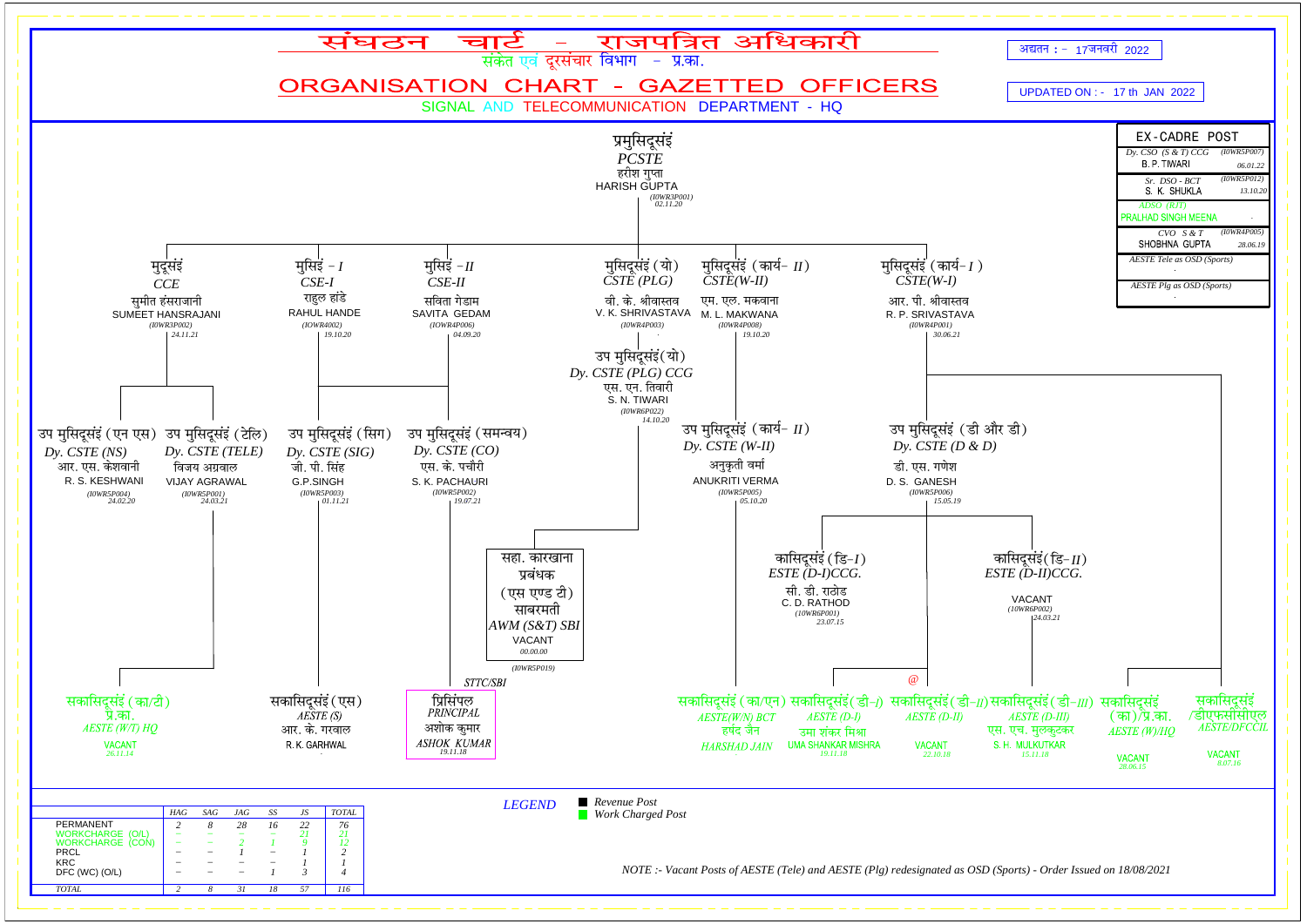# संघठन चार्ट - राजपत्रित अधिकारी

संकेत एवं दूरसंचार विभाग - प्र.का.

# ORGANISATION CHART - GAZETTED OFFICERS

SIGNAL AND TELECOMMUNICATION DEPARTMENT - HQ

अद्यतन :- 17जनवरी 2022

UPDATED ON :- 17 th JAN 2022

## प्रमुसिदूसंइं / *PCSTE*

हरीश गुप्ता
HARISH GUPTA
*(IOWR3P001)* *02.11.20*

### मुदूसंइं / *CCE*
सुमीत हंसराजानी
SUMEET HANSRAJANI
*(IOWR3P002)* *24.11.21*

- **उप मुसिदूसंइं (एन एस) / *Dy. CSTE (NS)***
  आर. एस. केशवानी
  R. S. KESHWANI
  *(IOWR5P004)* *24.02.20*
- **उप मुसिदूसंइं (टेलि) / *Dy. CSTE (TELE)***
  विजय अग्रवाल
  VIJAY AGRAWAL
  *(IOWR5P001)* *24.03.21*
  - **सकासिदूसंइं (का/टी) प्रे.का. / *AESTE (W/T) HQ***
    VACANT *26.11.14*

### मुसिइं - I / *CSE-I*
राहुल हांडे
RAHUL HANDE
*(IOWR4002)* *19.10.20*

- **उप मुसिदूसंइं (सिग) / *Dy. CSTE (SIG)***
  जी. पी. सिंह
  G.P.SINGH
  *(IOWR5P003)* *01.11.21*
  - **सकासिदूसंइं (एस) / *AESTE (S)***
    आर. के. गरवाल
    R. K. GARHWAL

### मुसिइं - II / *CSE-II*
सविता गेडाम
SAVITA GEDAM
*(IOWR4P006)* *04.09.20*

- **उप मुसिदूसंइं (समन्वय) / *Dy. CSTE (CO)***
  एस. के. पचौरी
  S. K. PACHAURI
  *(IOWR5P002)* *19.07.21*
  - **प्रिंसिपल / *PRINCIPAL*** (*STTC/SBI*)
    अशोक कुमार
    *ASHOK KUMAR* *19.11.18*

### मुसिदूसंइं (यो) / *CSTE (PLG)*
वी. के. श्रीवास्तव
V. K. SHRIVASTAVA
*(IOWR4P003)*

- **उप मुसिदूसंइं (यो) / *Dy. CSTE (PLG) CCG***
  एस. एन. तिवारी
  S. N. TIWARI
  *(IOWR6P022)* *14.10.20*
  - **सहा. कारखाना प्रबंधक (एस एण्ड टी) साबरमती / *AWM (S&T) SBI***
    VACANT *00.00.00*
    *(IOWR5P019)*

### मुसिदूसंइं (कार्य- II) / *CSTE(W-II)*
एम. एल. मकवाना
M. L. MAKWANA
*(IOWR4P008)* *19.10.20*

- **उप मुसिदूसंइं (कार्य- II) / *Dy. CSTE (W-II)***
  अनुकृती वर्मा
  ANUKRITI VERMA
  *(IOWR5P005)* *05.10.20*
  - **सकासिदूसंइं (का/एन) / *AESTE(W/N) BCT***
    हर्षद जैन
    *HARSHAD JAIN*

### मुसिदूसंइं (कार्य- I) / *CSTE(W-I)*
आर. पी. श्रीवास्तव
R. P. SRIVASTAVA
*(IOWR4P001)* *30.06.21*

- **उप मुसिदूसंइं (डी और डी) / *Dy. CSTE (D & D)***
  डी. एस. गणेश
  D. S. GANESH
  *(IOWR5P006)* *15.05.19*
  - **कासिदूसंइं (डि-I) / *ESTE (D-I)CCG.***
    सी. डी. राठोड
    C. D. RATHOD
    *(10WR6P001)* *23.07.15*
  - **कासिदूसंइं (डि-II) / *ESTE (D-II)CCG.***
    VACANT
    *(10WR6P002)* *24.03.21*
  - @
  - **सकासिदूसंइं (डी-I) / *AESTE (D-I)***
    उमा शंकर मिश्रा
    UMA SHANKAR MISHRA *19.11.18*
  - **सकासिदूसंइं (डी-II) / *AESTE (D-II)***
    VACANT *22.10.18*
  - **सकासिदूसंइं (डी-III) / *AESTE (D-III)***
    एस. एच. मुल्कुटकर
    S. H. MULKUTKAR *15.11.18*
- **सकासिदूसंइं (का)/प्र.का. / *AESTE (W)/HQ***
  VACANT *28.06.15*
- **सकासिदूसंइं /डीएफसीसीएल / *AESTE/DFCCIL***
  VACANT *8.07.16*

## EX-CADRE POST

| Post | Name | Code / Date |
|---|---|---|
| *Dy. CSO (S & T) CCG* | B. P. TIWARI | *(IOWR5P007)* *06.01.22* |
| *Sr. DSO - BCT* | S. K. SHUKLA | *(IOWR5P012)* *13.10.20* |
| *ADSO (RIT)* | PRALHAD SINGH MEENA | |
| *CVO S & T* | SHOBHNA GUPTA | *(IOWR4P005)* *28.06.19* |
| *AESTE Tele as OSD (Sports)* | . | |
| *AESTE Plg as OSD (Sports)* | . | |

| | *HAG* | *SAG* | *JAG* | *SS* | *JS* | *TOTAL* |
|---|---|---|---|---|---|---|
| PERMANENT | *2* | *8* | *28* | *16* | *22* | *76* |
| WORKCHARGE (O/L) | – | – | – | – | *21* | *21* |
| WORKCHARGE (CON) | – | – | *2* | *1* | *9* | *12* |
| PRCL | – | – | *1* | – | *1* | *2* |
| KRC | – | – | – | – | *1* | *1* |
| DFC (WC) (O/L) | – | – | – | *1* | *3* | *4* |
| *TOTAL* | *2* | *8* | *31* | *18* | *57* | *116* |

*LEGEND*
- ■ *Revenue Post*
- ■ *Work Charged Post*

*NOTE :- Vacant Posts of AESTE (Tele) and AESTE (Plg) redesignated as OSD (Sports) - Order Issued on 18/08/2021*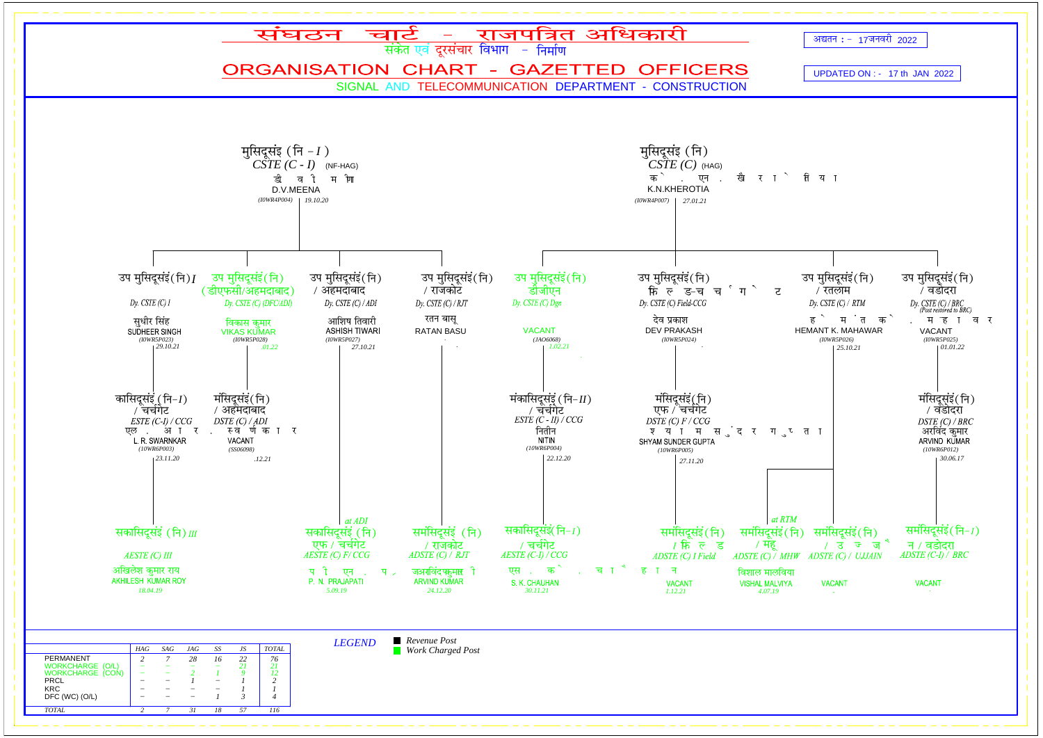# संघठन चार्ट - राजपत्रित अधिकारी

संकेत एवं दूरसंचार विभाग - निर्माण

# ORGANISATION CHART - GAZETTED OFFICERS

SIGNAL AND TELECOMMUNICATION DEPARTMENT - CONSTRUCTION

अद्यतन :- 17जनवरी 2022

UPDATED ON :- 17 th JAN 2022

## मुसिदूसंइं (नि - I) / CSTE (C - I) (NF-HAG)

डी वी मीणा
D.V.MEENA
(IOWR4P004) 19.10.20

- उप मुसिदूसंइं(नि) I — Dy. CSTE (C) I — सुधीर सिंह — SUDHEER SINGH — (IOWR5P023) 29.10.21
  - कासिदूसंइं(नि-I) / चर्चगेट — ESTE (C-I) / CCG — एल . आर . स्वर्णकार — L. R. SWARNKAR — (IOWR6P003) 23.11.20
    - सकासिदूसंइं (नि) III — AESTE (C) III — अखिलेश कुमार राय — AKHILESH KUMAR ROY — 18.04.19
- उप मुसिदूसंइं(नि) (डीएफसी/अहमदाबाद) — Dy. CSTE (C) (DFC/ADI) — विकास कुमार — VIKAS KUMAR — (IOWR5P028) .01.22
  - मंसिदूसंइं(नि) / अहमदाबाद — DSTE (C) / ADI — स्वर्णकार — VACANT — (SS06098) .12.21
- उप मुसिदूसंइं(नि) / अहमदाबाद — Dy. CSTE (C) / ADI — आशिष तिवारी — ASHISH TIWARI — (IOWR5P027) 27.10.21
  - सकासिदूसंइं (नि) एफ / चर्चगेट — AESTE (C) F/ CCG — at ADI — पी. एन. प्रजापति — P. N. PRAJAPATI — 5.09.19
- उप मुसिदूसंइं(नि) / राजकोट — Dy. CSTE (C) / RJT — रतन बासू — RATAN BASU
  - समंसिदूसंइं (नि) / राजकोट — ADSTE (C) / RJT — अरविंद कुमार — ARVIND KUMAR — 24.12.20
- उप मुसिदूसंइं(नि) डीजीएन — Dy. CSTE (C) Dgn — VACANT — (JAO6068) 1.02.21
  - मंकासिदूसंइं(नि-II) / चर्चगेट — ESTE (C - II) / CCG — नितीन — NITIN — (IOWR6P004) 22.12.20
    - सकासिदूसंइं(नि-I) / चर्चगेट — AESTE (C-I) / CCG — एस . के. चौहान — S. K. CHAUHAN — 30.11.21

## मुसिदूसंइं (नि) / CSTE (C) (HAG)

के . एन . खैरोतिया
K.N.KHEROTIA
(IOWR4P007) 27.01.21

- उप मुसिदूसंइं(नि) फिल्ड-चर्चगेट — Dy. CSTE (C) Field-CCG — देव प्रकाश — DEV PRAKASH — (IOWR5P024)
  - मंसिदूसंइं(नि) एफ / चर्चगेट — DSTE (C) F / CCG — श्याम सुंदर गुप्ता — SHYAM SUNDER GUPTA — (IOWR6P005) 27.11.20
    - समंसिदूसंइं(नि) I फिल्ड — ADSTE (C) I Field — VACANT — 1.12.21
- उप मुसिदूसंइं(नि) / रतलाम — Dy. CSTE (C) / RTM — हेमंत के. महावर — HEMANT K. MAHAWAR — (IOWR5P026) 25.10.21
  - समंसिदूसंइं(नि) / महू — ADSTE (C) / MHW — at RTM — विशाल मालविया — VISHAL MALVIYA — 4.07.19
  - समंसिदूसंइं(नि) / उज्जैन — ADSTE (C) / UJJAIN — VACANT
- उप मुसिदूसंइं(नि) / वडोदरा — Dy. CSTE (C) / BRC (Post restored to BRC) — महावर — VACANT — (IOWR5P025) 01.01.22
  - मंसिदूसंइं(नि) / वडोदरा — DSTE (C) / BRC — अरविंद कुमार — ARVIND KUMAR — (IOWR6P012) 30.06.17
    - समंसिदूसंइं(नि-I) / वडोदरा — ADSTE (C-I) / BRC — VACANT

| | HAG | SAG | JAG | SS | JS | TOTAL |
|---|---|---|---|---|---|---|
| PERMANENT | 2 | 7 | 28 | 16 | 22 | 76 |
| WORKCHARGE (O/L) | – | – | – | – | 21 | 21 |
| WORKCHARGE (CON) | – | – | 2 | 1 | 9 | 12 |
| PRCL | – | – | 1 | – | 1 | 2 |
| KRC | – | – | – | – | 1 | 1 |
| DFC (WC) (O/L) | – | – | – | 1 | 3 | 4 |
| TOTAL | 2 | 7 | 31 | 18 | 57 | 116 |

**LEGEND**
- Revenue Post
- Work Charged Post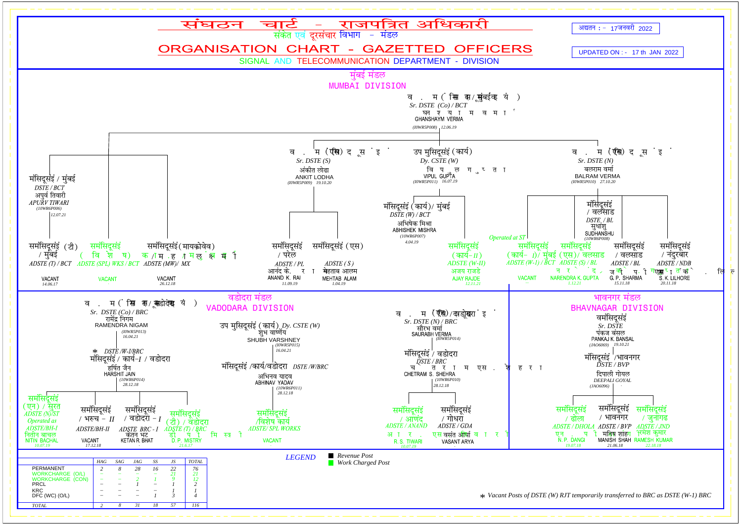# संघठन चार्ट - राजपत्रित अधिकारी

संकेत एवं दूरसंचार विभाग - मंडल

# ORGANISATION CHART - GAZETTED OFFICERS

SIGNAL AND TELECOMMUNICATION DEPARTMENT - DIVISION

अद्यतन :- 17जनवरी 2022

UPDATED ON :- 17 th JAN 2022

## मुंबई मंडल / MUMBAI DIVISION

**व. म (सि.स/मुंबई)**
*Sr. DSTE (Co) / BCT*
घनश्याम वर्मा
GHANSHAYM VERMA
(10WR5P008) 12.06.19

- **मंसिदूसंइं / मुंबई**
  *DSTE / BCT*
  अपुर्व तिवारी
  APURV TIWARI
  (10WR6P006) 12.07.21
  - समंसिदूसंइं (टी) / मुंबई — *ADSTE (T) / BCT* — VACANT 14.06.17
  - समंसिदूसंइं (विशेष) कार्य — *ADSTE (SPL) WKS / BCT* — VACANT
  - समंसिदूसंइं (मायक्रोवेव) — *ADSTE (MW)/ MX* — VACANT 26.12.18
- **व. म (एस) द स इ**
  *Sr. DSTE (S)*
  अंकीत लोढा
  ANKIT LODHA
  (10WR5P009) 19.10.20
  - समंसिदूसंइं / परेल — *ADSTE / PL* — आनंद के. राय — ANAND K. RAI 11.09.19
  - समंसिदूसंइं (एस) — *ADSTE ( S )* — मेहताब आलम — MEHTAB ALAM 1.04.19
- **उप मुसिदूसंइं (कार्य)**
  *Dy. CSTE (W)*
  विपुल गुप्ता
  VIPUL GUPTA
  (10WR5P011) 16.07.19
  - मंसिदूसंइं (कार्य)/ मुंबई — *DSTE (W) / BCT* — अभिषेक मिश्रा — ABHISHEK MISHRA (10WR6P007) 4.04.19
    - समंसिदूसंइं (कार्य-II) — *ADSTE (W-II)* — अजय राजडे — AJAY RAJDE 12.11.21
- **व. म (एन) द स इ**
  *Sr. DSTE (N)*
  बलराम वर्मा
  BALRAM VERMA
  (10WR5P010) 27.10.20
  - मंसिदूसंइं / वलसाड — *DSTE / BL* — सुधांशु — SUDHANSHU (10WR6P008)
    - समंसिदूसंइं (कार्य-I)/ मुंबई — *ADSTE (W-I) / BCT* (Operated at ST) — VACANT
    - समंसिदूसंइं (एस)/ वलसाड — *ADSTE (S) / BL* — नरेन्द्र के. गुप्ता — NARENDRA K. GUPTA 1.12.21
    - समंसिदूसंइं / वलसाड — *ADSTE / BL* — जी. पी. शर्मा — G. P. SHARMA 15.11.18
    - समंसिदूसंइं / नंदुरबार — *ADSTE / NDB* — एस. के. लिलोरे — S. K. LILHORE 20.11.18

## वडोदरा मंडल / VADODARA DIVISION

**व. म (सि.स/वडोदरा)**
*Sr. DSTE (Co) / BRC*
रामेंद्र निगम
RAMENDRA NIGAM
(10WR5P013) 16.04.21

- **\* DSTE /W-I/BRC**
  मंसिदूसंइं / कार्य-I / वडोदरा
  हर्षित जैन
  HARSHIT JAIN
  (10WR6P014) 28.12.18
  - समंसिदूसंइं (एन) / सूरत — *ADSTE (N)/ST* — *Operated as ADSTE/BH-I* — नितीन बाचल — NITIN BACHAL 10.07.19
  - समंसिदूसंइं / भरुच - II — *ADSTE/BH-II* — VACANT 17.12.18
  - समंसिदूसंइं / वडोदरा - I — *ADSTE BRC - I* — केतन भट — KETAN R. BHAT
  - समंसिदूसंइं (टी) / वडोदरा — *ADSTE (T) / BRC* — डी. पी. मिस्त्री — D.P. MISTRY 21.6.17
- **उप मुसिदूसंइं (कार्य)** *Dy. CSTE (W)*
  शुभ वार्ष्णेय
  SHUBH VARSHNEY
  (10WR5P015) 16.04.21
  - मंसिदूसंइं /कार्य/वडोदरा *DSTE /W/BRC* — अभिनव यादव — ABHINAV YADAV (10WR6P011) 28.12.18
    - समंसिदूसंइं /विशेष कार्य — *ADSTE/ SPL WORKS* — VACANT
- **व. म (एन)/वडोदरा इ**
  *Sr. DSTE (N) / BRC*
  सौरभ वर्मा
  SAURABH VERMA
  (10WR5P014)
  - मंसिदूसंइं / वडोदरा — *DSTE / BRC* — चेतराम एस. शेहरा — CHETRAM S. SHEHRA (10WR6P010) 28.12.18
    - समंसिदूसंइं / आणंद — *ADSTE / ANAND* — आर. एस. तिवारी — R. S. TIWARI 10.07.19
    - समंसिदूसंइं / गोधरा — *ADSTE / GDA* — वसंत आर्या — VASANT ARYA

## भावनगर मंडल / BHAVNAGAR DIVISION

**वमंसिदूसंइं**
*Sr. DSTE*
पंकज बंसल
PANKAJ K. BANSAL
(JAO6069) 19.10.21

- **मंसिदूसंइं /भावनगर**
  *DSTE / BVP*
  दिपाली गोयल
  DEEPALI GOYAL
  (JAO6096)
  - समंसिदूसंइं / ढोला — *ADSTE / DHOLA* — एन. पी. दांगी — N.P. DANGI 19.07.18
  - समंसिदूसंइं / भावनगर — *ADSTE / BVP* — मनिष शाह — MANISH SHAH 21.06.18
  - समंसिदूसंइं / जुनागढ — *ADSTE / JND* — रमेश कुमार — RAMESH KUMAR 22.18.18

| | HAG | SAG | JAG | SS | JS | TOTAL |
|---|---|---|---|---|---|---|
| PERMANENT | 2 | 8 | 28 | 16 | 22 | 76 |
| WORKCHARGE (O/L) | – | – | – | – | 21 | 21 |
| WORKCHARGE (CON) | – | – | 2 | 1 | 9 | 12 |
| PRCL | – | – | 1 | – | 1 | 2 |
| KRC | – | – | – | – | 1 | 1 |
| DFC (WC) (O/L) | – | – | – | 1 | 3 | 4 |
| TOTAL | 2 | 8 | 31 | 18 | 57 | 116 |

**LEGEND**
- ■ Revenue Post
- ■ Work Charged Post

\* Vacant Posts of DSTE (W) RJT temporarily transferred to BRC as DSTE (W-1) BRC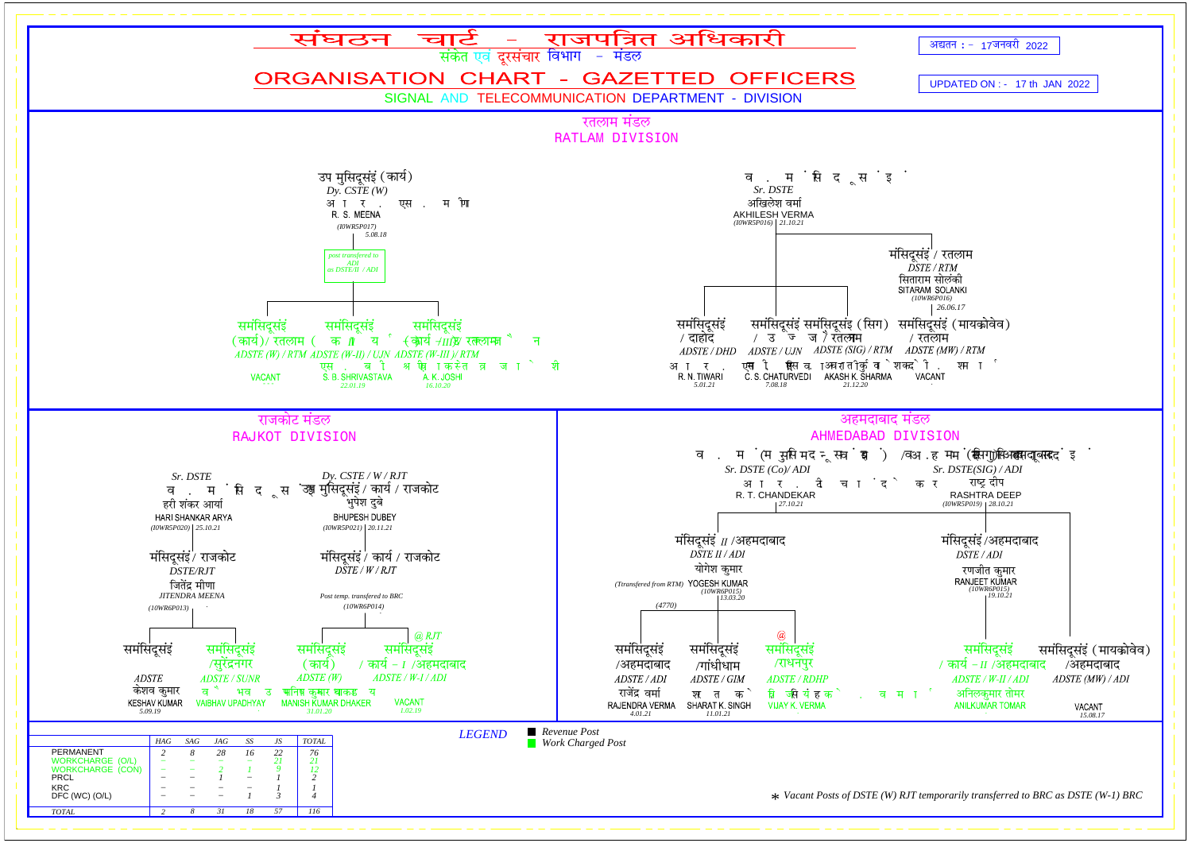# संघठन चार्ट - राजपत्रित अधिकारी

संकेत एवं दूरसंचार विभाग - मंडल

# ORGANISATION CHART - GAZETTED OFFICERS

SIGNAL AND TELECOMMUNICATION DEPARTMENT - DIVISION

अद्यतन :- 17जनवरी 2022

UPDATED ON :- 17 th JAN 2022

## रतलाम मंडल
## RATLAM DIVISION

उप मुसिदूसंइं (कार्य)
*Dy. CSTE (W)*
आर. एस. मीणा
R. S. MEENA
*(I0WR5P017)*
*5.08.18*

*post transfered to ADI as DSTE/II / ADI*

- समंसिदूसंइं (कार्य) / रतलाम — *ADSTE (W) / RTM* — VACANT
- समंसिदूसंइं (कार्य -II) / उज्जैन — *ADSTE (W-II) / UJN* — एस. बी. श्रीवास्तव — S. B. SHRIVASTAVA — *22.01.19*
- समंसिदूसंइं (कार्य -III) / रतलाम — *ADSTE (W-III) / RTM* — ए. के. जोशी — A. K. JOSHI — *16.10.20*

व. मंसिदूसंइं
*Sr. DSTE*
अखिलेश वर्मा
AKHILESH VERMA
*(I0WR5P016)* | *21.10.21*

मंसिदूसंइं / रतलाम
*DSTE / RTM*
सिताराम सोलंकी
SITARAM SOLANKI
*(10WR6P016)*
*26.06.17*

- समंसिदूसंइं / दाहोद — *ADSTE / DHD* — आर. एन. तिवारी — R. N. TIWARI — *5.01.21*
- समंसिदूसंइं / उज्जैन — *ADSTE / UJN* — सी. एस. चतुर्वेदी — C. S. CHATURVEDI — *7.08.18*
- समंसिदूसंइं (सिग) / रतलाम — *ADSTE (SIG) / RTM* — आकाश के. शर्मा — AKASH K. SHARMA — *21.12.20*
- समंसिदूसंइं (मायक्रोवेव) / रतलाम — *ADSTE (MW) / RTM* — VACANT

## राजकोट मंडल
## RAJKOT DIVISION

*Sr. DSTE*
व. मंसिदूसंइं
हरी शंकर आर्या
HARI SHANKAR ARYA
*(I0WR5P020)* | *25.10.21*

मंसिदूसंइं / राजकोट
*DSTE/RJT*
जितेंद्र मीणा
*JITENDRA MEENA*
*(10WR6P013)*

*Dy. CSTE / W / RJT*
उप मुसिदूसंइं / कार्य / राजकोट
भुपेश दुबे
BHUPESH DUBEY
*(I0WR5P021)* | *20.11.21*

मंसिदूसंइं / कार्य / राजकोट
*DSTE / W / RJT*
*Post temp. transfered to BRC*
*(10WR6P014)*

- समंसिदूसंइं — *ADSTE* — केशव कुमार — KESHAV KUMAR — *5.09.19*
- समंसिदूसंइं /सुरेंद्रनगर — *ADSTE / SUNR* — वैभव उपाध्याय — VAIBHAV UPADHYAY
- समंसिदूसंइं (कार्य) — *ADSTE (W)* — मनिष कुमार धाकड़ — MANISH KUMAR DHAKER — *31.01.20*
- *@ RJT* समंसिदूसंइं / कार्य - I /अहमदाबाद — *ADSTE / W-I / ADI* — VACANT — *1.02.19*

## अहमदाबाद मंडल
## AHMEDABAD DIVISION

व. मंसिदूसंइं (समन्वय) / अहमदाबाद
*Sr. DSTE (Co)/ ADI*
आर. टी. चांदेकर
R. T. CHANDEKAR
*27.10.21*

व. मंसिदूसंइं (सिग) / अहमदाबाद
*Sr. DSTE(SIG)/ ADI*
राष्ट्र दीप
RASHTRA DEEP
*(I0WR5P019)* | *28.10.21*

मंसिदूसंइं II /अहमदाबाद
*DSTE II / ADI*
योगेश कुमार
*(Ttransfered from RTM)* YOGESH KUMAR
*(10WR6P015)*
*13.03.20*
*(4770)*

मंसिदूसंइं /अहमदाबाद
*DSTE / ADI*
रणजीत कुमार
RANJEET KUMAR
*(10WR6P015)*
*19.10.21*

- समंसिदूसंइं /अहमदाबाद — *ADSTE / ADI* — राजेंद्र वर्मा — RAJENDRA VERMA — *4.01.21*
- समंसिदूसंइं /गांधीधाम — *ADSTE / GIM* — शरत के. सिंह — SHARAT K. SINGH — *11.01.21*
- *@* समंसिदूसंइं /राधनपुर — *ADSTE / RDHP* — विजय के. वर्मा — VIJAY K. VERMA
- समंसिदूसंइं / कार्य - II /अहमदाबाद — *ADSTE / W-II / ADI* — अनिलकुमार तोमर — ANILKUMAR TOMAR
- समंसिदूसंइं (मायक्रोवेव) /अहमदाबाद — *ADSTE (MW) / ADI* — VACANT — *15.08.17*

| | HAG | SAG | JAG | SS | JS | TOTAL |
|---|---|---|---|---|---|---|
| PERMANENT | 2 | 8 | 28 | 16 | 22 | 76 |
| WORKCHARGE (O/L) | – | – | – | – | 21 | 21 |
| WORKCHARGE (CON) | – | – | 2 | 1 | 9 | 12 |
| PRCL | – | – | 1 | – | 1 | 2 |
| KRC | – | – | – | – | 1 | 1 |
| DFC (WC) (O/L) | – | – | – | 1 | 3 | 4 |
| TOTAL | 2 | 8 | 31 | 18 | 57 | 116 |

**LEGEND**
- ■ Revenue Post
- ■ Work Charged Post

* *Vacant Posts of DSTE (W) RJT temporarily transferred to BRC as DSTE (W-1) BRC*